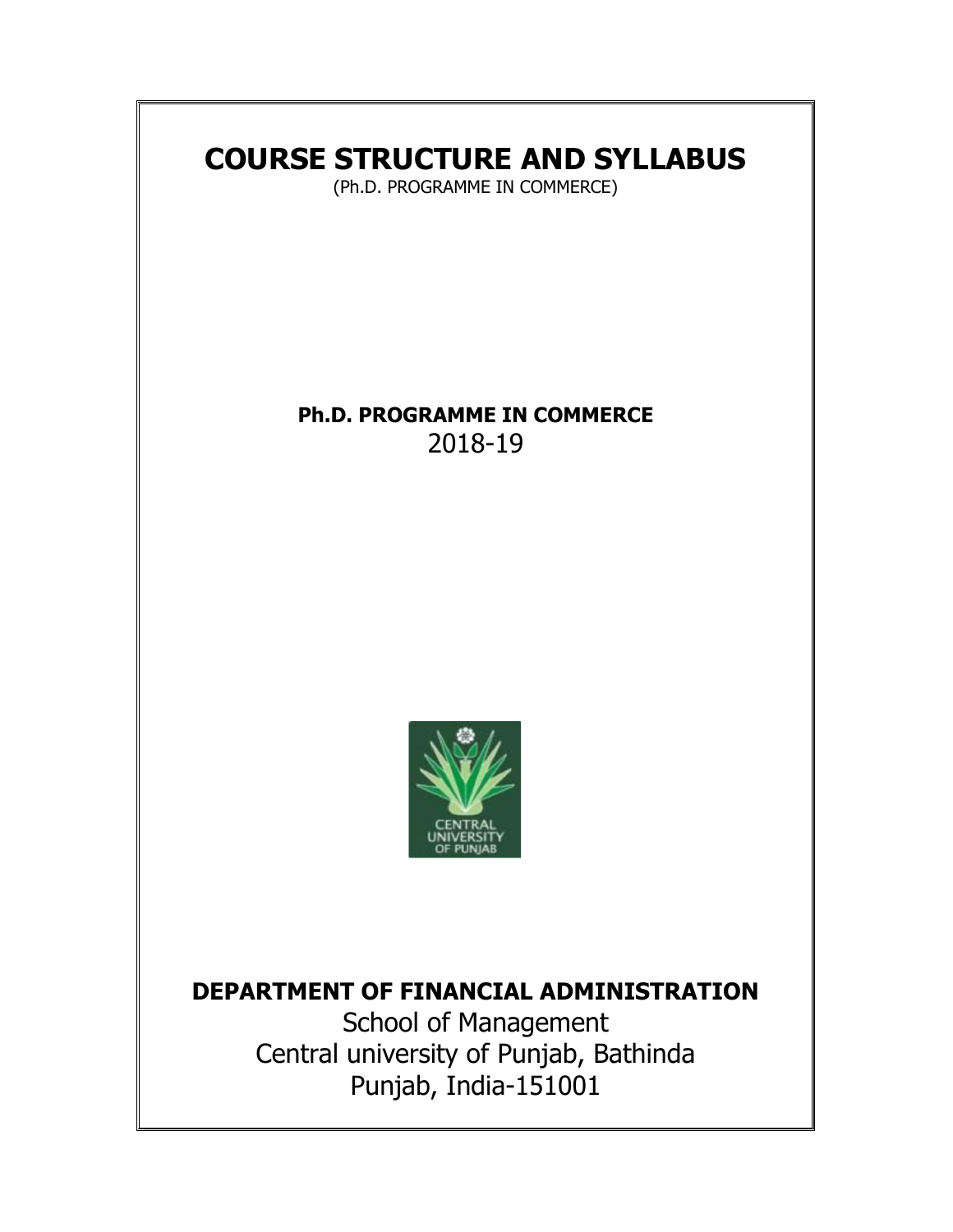# COURSE STRUCTURE AND SYLLABUS

(Ph.D. PROGRAMME IN COMMERCE)

**Ph.D. PROGRAMME IN COMMERCE**

2018-19

CENTRAL UNIVERSITY OF PUNJAB

**DEPARTMENT OF FINANCIAL ADMINISTRATION**

School of Management

Central university of Punjab, Bathinda

Punjab, India-151001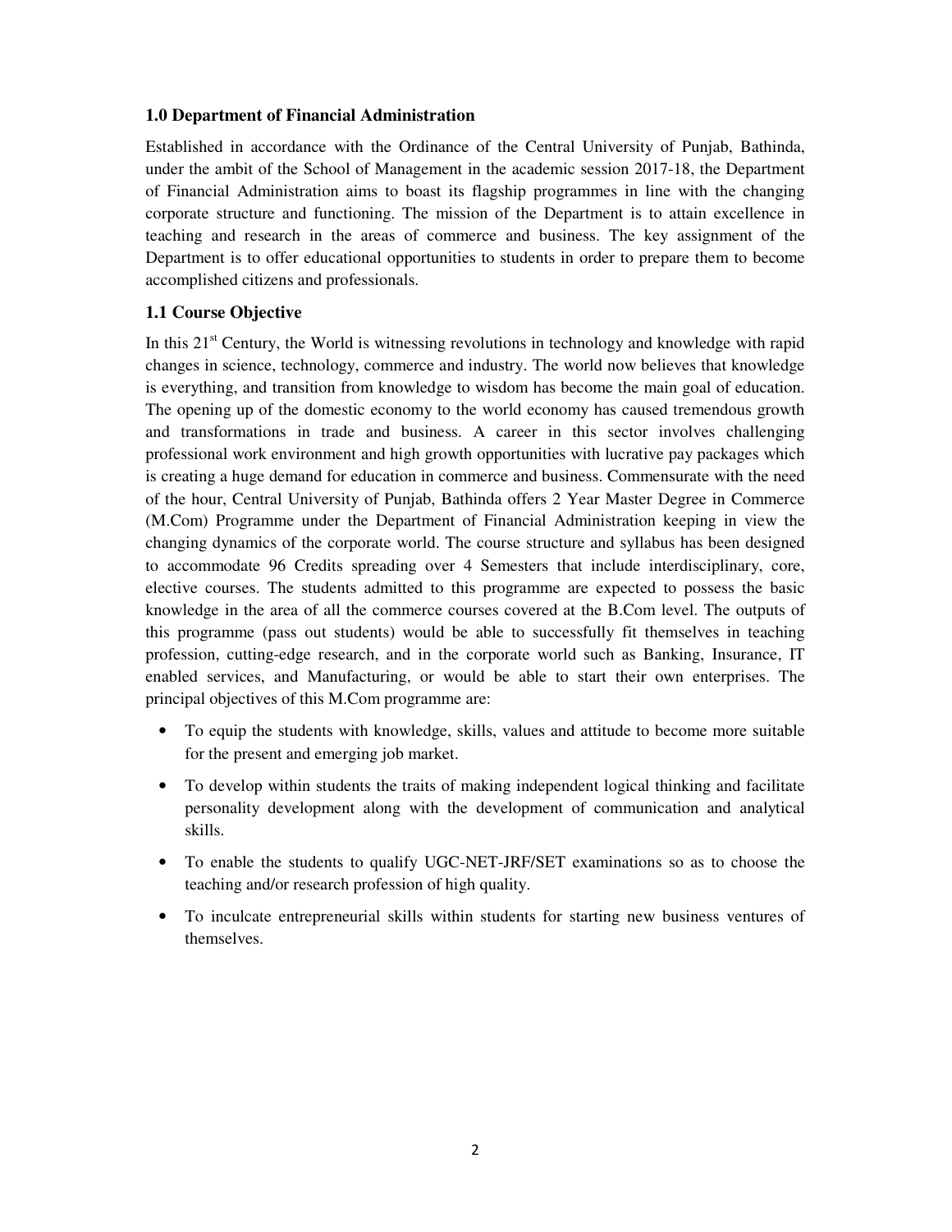### 1.0 Department of Financial Administration

Established in accordance with the Ordinance of the Central University of Punjab, Bathinda, under the ambit of the School of Management in the academic session 2017-18, the Department of Financial Administration aims to boast its flagship programmes in line with the changing corporate structure and functioning. The mission of the Department is to attain excellence in teaching and research in the areas of commerce and business. The key assignment of the Department is to offer educational opportunities to students in order to prepare them to become accomplished citizens and professionals.

### 1.1 Course Objective

In this 21st Century, the World is witnessing revolutions in technology and knowledge with rapid changes in science, technology, commerce and industry. The world now believes that knowledge is everything, and transition from knowledge to wisdom has become the main goal of education. The opening up of the domestic economy to the world economy has caused tremendous growth and transformations in trade and business. A career in this sector involves challenging professional work environment and high growth opportunities with lucrative pay packages which is creating a huge demand for education in commerce and business. Commensurate with the need of the hour, Central University of Punjab, Bathinda offers 2 Year Master Degree in Commerce (M.Com) Programme under the Department of Financial Administration keeping in view the changing dynamics of the corporate world. The course structure and syllabus has been designed to accommodate 96 Credits spreading over 4 Semesters that include interdisciplinary, core, elective courses. The students admitted to this programme are expected to possess the basic knowledge in the area of all the commerce courses covered at the B.Com level. The outputs of this programme (pass out students) would be able to successfully fit themselves in teaching profession, cutting-edge research, and in the corporate world such as Banking, Insurance, IT enabled services, and Manufacturing, or would be able to start their own enterprises. The principal objectives of this M.Com programme are:

- To equip the students with knowledge, skills, values and attitude to become more suitable for the present and emerging job market.
- To develop within students the traits of making independent logical thinking and facilitate personality development along with the development of communication and analytical skills.
- To enable the students to qualify UGC-NET-JRF/SET examinations so as to choose the teaching and/or research profession of high quality.
- To inculcate entrepreneurial skills within students for starting new business ventures of themselves.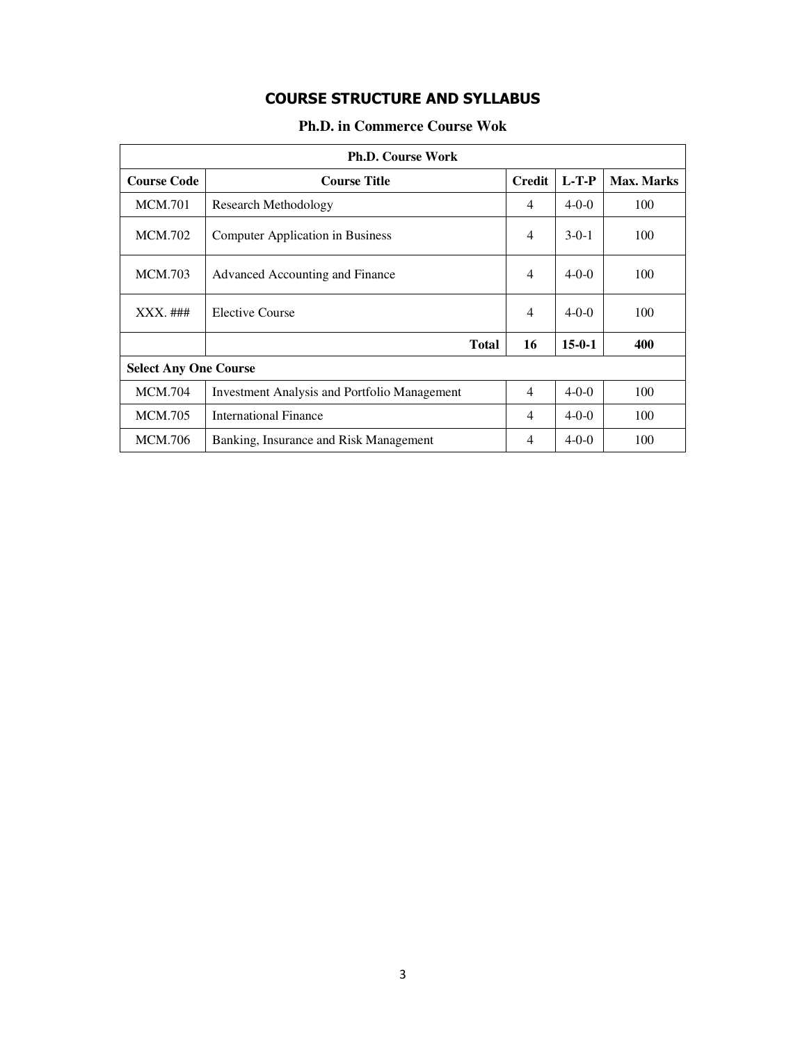# COURSE STRUCTURE AND SYLLABUS

## Ph.D. in Commerce Course Wok

| Ph.D. Course Work | | | | |
|---|---|---|---|---|
| **Course Code** | **Course Title** | **Credit** | **L-T-P** | **Max. Marks** |
| MCM.701 | Research Methodology | 4 | 4-0-0 | 100 |
| MCM.702 | Computer Application in Business | 4 | 3-0-1 | 100 |
| MCM.703 | Advanced Accounting and Finance | 4 | 4-0-0 | 100 |
| XXX. ### | Elective Course | 4 | 4-0-0 | 100 |
| | **Total** | **16** | **15-0-1** | **400** |
| **Select Any One Course** | | | | |
| MCM.704 | Investment Analysis and Portfolio Management | 4 | 4-0-0 | 100 |
| MCM.705 | International Finance | 4 | 4-0-0 | 100 |
| MCM.706 | Banking, Insurance and Risk Management | 4 | 4-0-0 | 100 |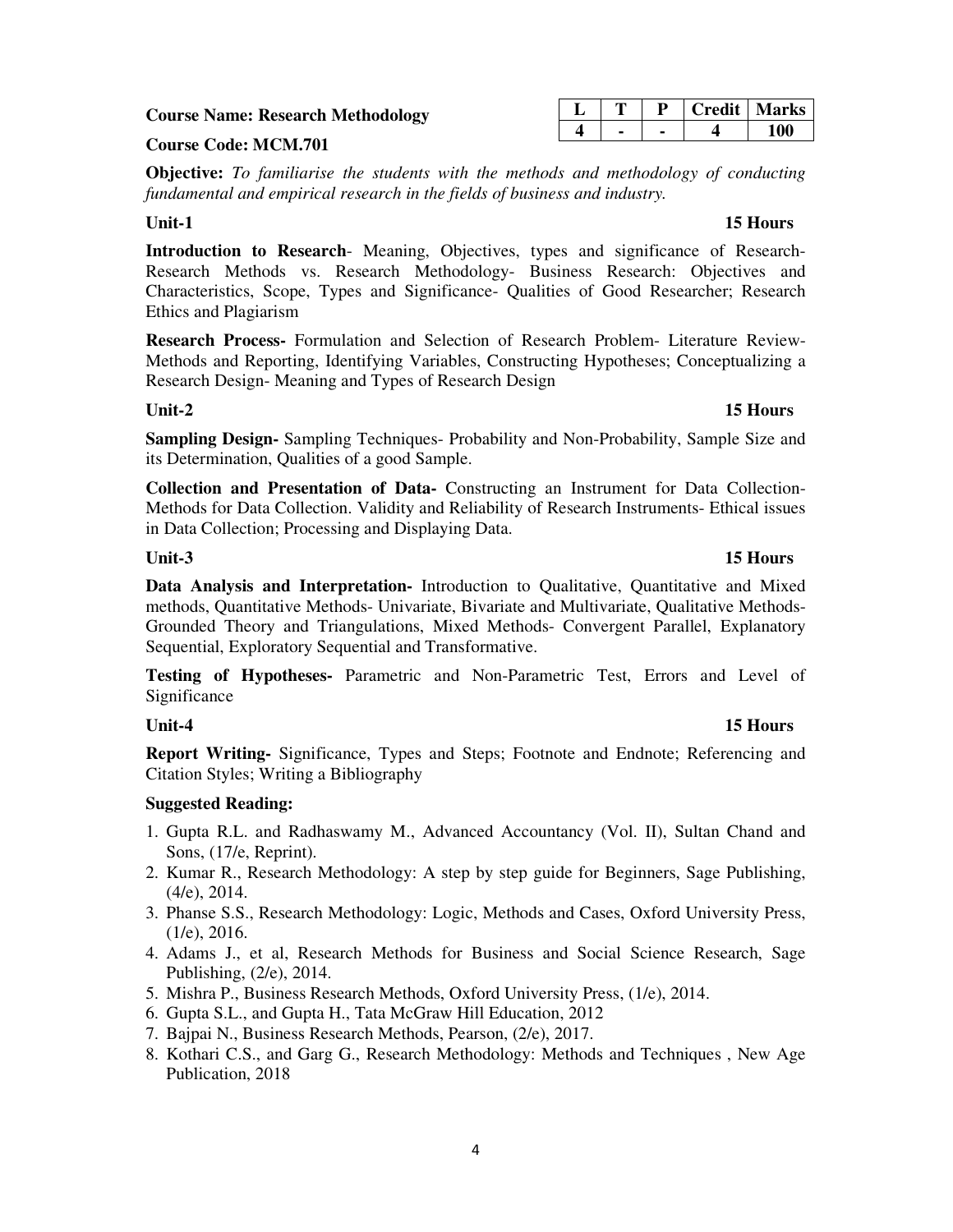**Course Name: Research Methodology**

**Course Code: MCM.701**

| L | T | P | Credit | Marks |
|---|---|---|---|---|
| 4 | - | - | 4 | 100 |

**Objective:** *To familiarise the students with the methods and methodology of conducting fundamental and empirical research in the fields of business and industry.*

**Unit-1 15 Hours**

**Introduction to Research**- Meaning, Objectives, types and significance of Research- Research Methods vs. Research Methodology- Business Research: Objectives and Characteristics, Scope, Types and Significance- Qualities of Good Researcher; Research Ethics and Plagiarism

**Research Process-** Formulation and Selection of Research Problem- Literature Review- Methods and Reporting, Identifying Variables, Constructing Hypotheses; Conceptualizing a Research Design- Meaning and Types of Research Design

**Unit-2 15 Hours**

**Sampling Design-** Sampling Techniques- Probability and Non-Probability, Sample Size and its Determination, Qualities of a good Sample.

**Collection and Presentation of Data-** Constructing an Instrument for Data Collection- Methods for Data Collection. Validity and Reliability of Research Instruments- Ethical issues in Data Collection; Processing and Displaying Data.

**Unit-3 15 Hours**

**Data Analysis and Interpretation-** Introduction to Qualitative, Quantitative and Mixed methods, Quantitative Methods- Univariate, Bivariate and Multivariate, Qualitative Methods- Grounded Theory and Triangulations, Mixed Methods- Convergent Parallel, Explanatory Sequential, Exploratory Sequential and Transformative.

**Testing of Hypotheses-** Parametric and Non-Parametric Test, Errors and Level of Significance

**Unit-4 15 Hours**

**Report Writing-** Significance, Types and Steps; Footnote and Endnote; Referencing and Citation Styles; Writing a Bibliography

**Suggested Reading:**

1. Gupta R.L. and Radhaswamy M., Advanced Accountancy (Vol. II), Sultan Chand and Sons, (17/e, Reprint).
2. Kumar R., Research Methodology: A step by step guide for Beginners, Sage Publishing, (4/e), 2014.
3. Phanse S.S., Research Methodology: Logic, Methods and Cases, Oxford University Press, (1/e), 2016.
4. Adams J., et al, Research Methods for Business and Social Science Research, Sage Publishing, (2/e), 2014.
5. Mishra P., Business Research Methods, Oxford University Press, (1/e), 2014.
6. Gupta S.L., and Gupta H., Tata McGraw Hill Education, 2012
7. Bajpai N., Business Research Methods, Pearson, (2/e), 2017.
8. Kothari C.S., and Garg G., Research Methodology: Methods and Techniques , New Age Publication, 2018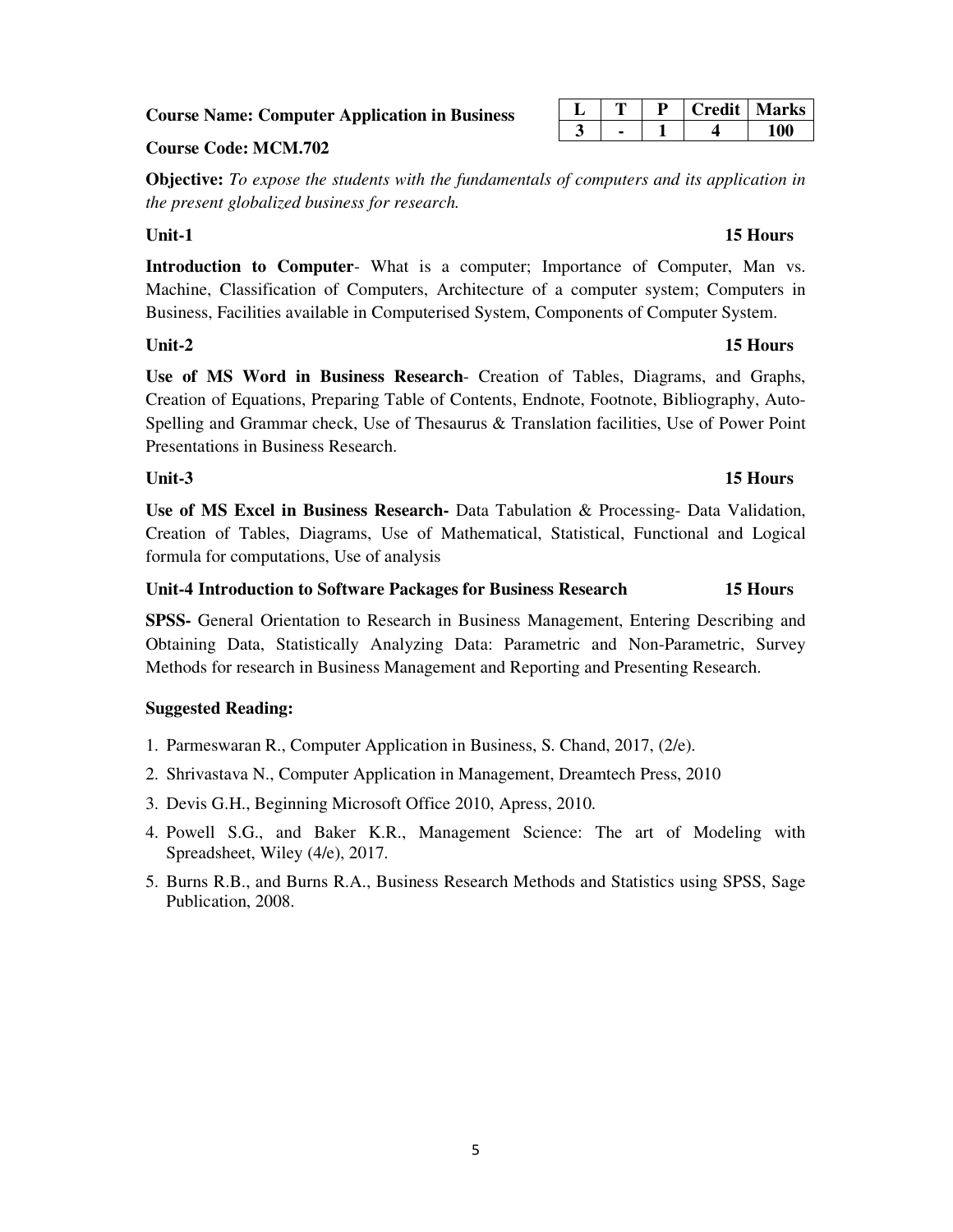**Course Name: Computer Application in Business**

| L | T | P | Credit | Marks |
|---|---|---|---|---|
| 3 | - | 1 | 4 | 100 |

**Course Code: MCM.702**

**Objective:** *To expose the students with the fundamentals of computers and its application in the present globalized business for research.*

**Unit-1 15 Hours**

**Introduction to Computer**- What is a computer; Importance of Computer, Man vs. Machine, Classification of Computers, Architecture of a computer system; Computers in Business, Facilities available in Computerised System, Components of Computer System.

**Unit-2 15 Hours**

**Use of MS Word in Business Research**- Creation of Tables, Diagrams, and Graphs, Creation of Equations, Preparing Table of Contents, Endnote, Footnote, Bibliography, Auto-Spelling and Grammar check, Use of Thesaurus & Translation facilities, Use of Power Point Presentations in Business Research.

**Unit-3 15 Hours**

**Use of MS Excel in Business Research-** Data Tabulation & Processing- Data Validation, Creation of Tables, Diagrams, Use of Mathematical, Statistical, Functional and Logical formula for computations, Use of analysis

**Unit-4 Introduction to Software Packages for Business Research 15 Hours**

**SPSS-** General Orientation to Research in Business Management, Entering Describing and Obtaining Data, Statistically Analyzing Data: Parametric and Non-Parametric, Survey Methods for research in Business Management and Reporting and Presenting Research.

**Suggested Reading:**

1. Parmeswaran R., Computer Application in Business, S. Chand, 2017, (2/e).
2. Shrivastava N., Computer Application in Management, Dreamtech Press, 2010
3. Devis G.H., Beginning Microsoft Office 2010, Apress, 2010.
4. Powell S.G., and Baker K.R., Management Science: The art of Modeling with Spreadsheet, Wiley (4/e), 2017.
5. Burns R.B., and Burns R.A., Business Research Methods and Statistics using SPSS, Sage Publication, 2008.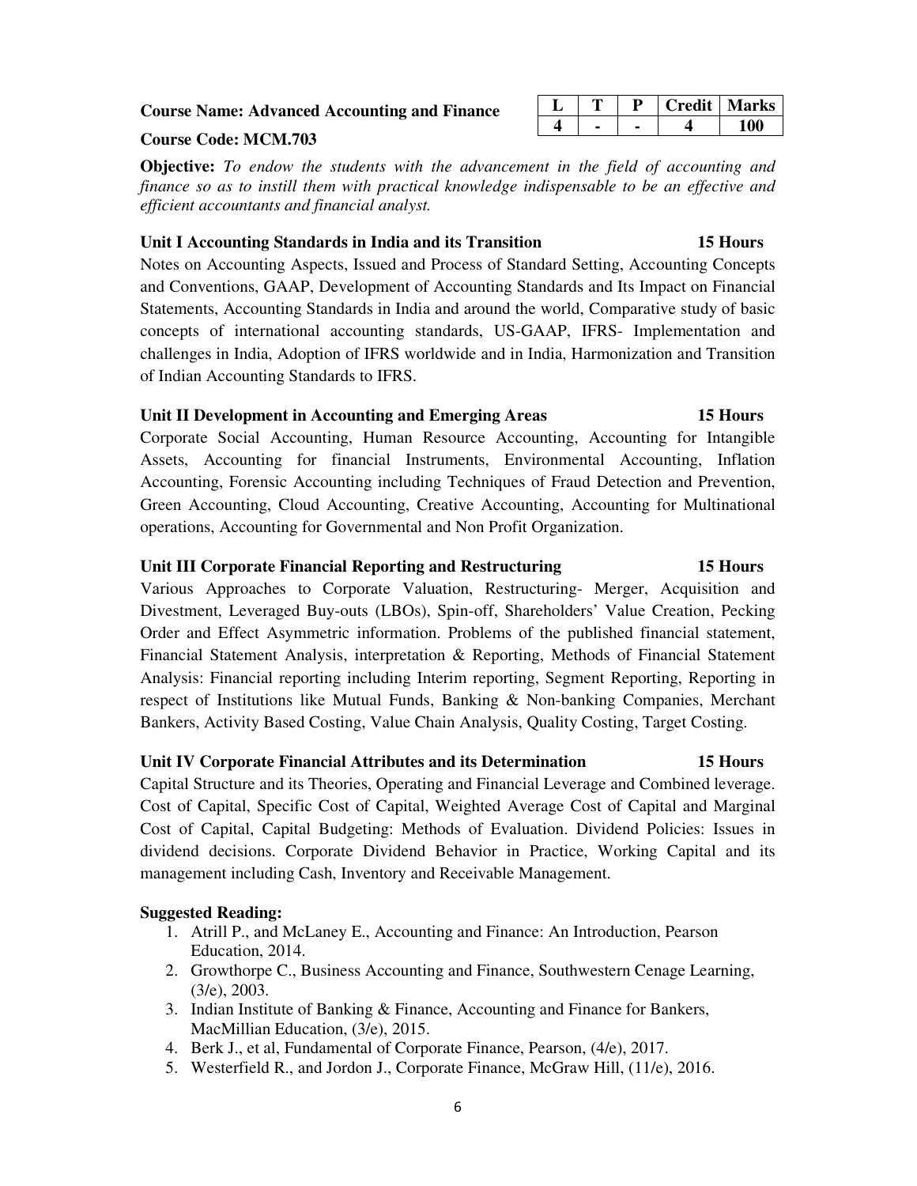**Course Name: Advanced Accounting and Finance**

**Course Code: MCM.703**

| L | T | P | Credit | Marks |
|---|---|---|---|---|
| 4 | - | - | 4 | 100 |

**Objective:** *To endow the students with the advancement in the field of accounting and finance so as to instill them with practical knowledge indispensable to be an effective and efficient accountants and financial analyst.*

**Unit I Accounting Standards in India and its Transition — 15 Hours**

Notes on Accounting Aspects, Issued and Process of Standard Setting, Accounting Concepts and Conventions, GAAP, Development of Accounting Standards and Its Impact on Financial Statements, Accounting Standards in India and around the world, Comparative study of basic concepts of international accounting standards, US-GAAP, IFRS- Implementation and challenges in India, Adoption of IFRS worldwide and in India, Harmonization and Transition of Indian Accounting Standards to IFRS.

**Unit II Development in Accounting and Emerging Areas — 15 Hours**

Corporate Social Accounting, Human Resource Accounting, Accounting for Intangible Assets, Accounting for financial Instruments, Environmental Accounting, Inflation Accounting, Forensic Accounting including Techniques of Fraud Detection and Prevention, Green Accounting, Cloud Accounting, Creative Accounting, Accounting for Multinational operations, Accounting for Governmental and Non Profit Organization.

**Unit III Corporate Financial Reporting and Restructuring — 15 Hours**

Various Approaches to Corporate Valuation, Restructuring- Merger, Acquisition and Divestment, Leveraged Buy-outs (LBOs), Spin-off, Shareholders' Value Creation, Pecking Order and Effect Asymmetric information. Problems of the published financial statement, Financial Statement Analysis, interpretation & Reporting, Methods of Financial Statement Analysis: Financial reporting including Interim reporting, Segment Reporting, Reporting in respect of Institutions like Mutual Funds, Banking & Non-banking Companies, Merchant Bankers, Activity Based Costing, Value Chain Analysis, Quality Costing, Target Costing.

**Unit IV Corporate Financial Attributes and its Determination — 15 Hours**

Capital Structure and its Theories, Operating and Financial Leverage and Combined leverage. Cost of Capital, Specific Cost of Capital, Weighted Average Cost of Capital and Marginal Cost of Capital, Capital Budgeting: Methods of Evaluation. Dividend Policies: Issues in dividend decisions. Corporate Dividend Behavior in Practice, Working Capital and its management including Cash, Inventory and Receivable Management.

**Suggested Reading:**

1. Atrill P., and McLaney E., Accounting and Finance: An Introduction, Pearson Education, 2014.
2. Growthorpe C., Business Accounting and Finance, Southwestern Cenage Learning, (3/e), 2003.
3. Indian Institute of Banking & Finance, Accounting and Finance for Bankers, MacMillian Education, (3/e), 2015.
4. Berk J., et al, Fundamental of Corporate Finance, Pearson, (4/e), 2017.
5. Westerfield R., and Jordon J., Corporate Finance, McGraw Hill, (11/e), 2016.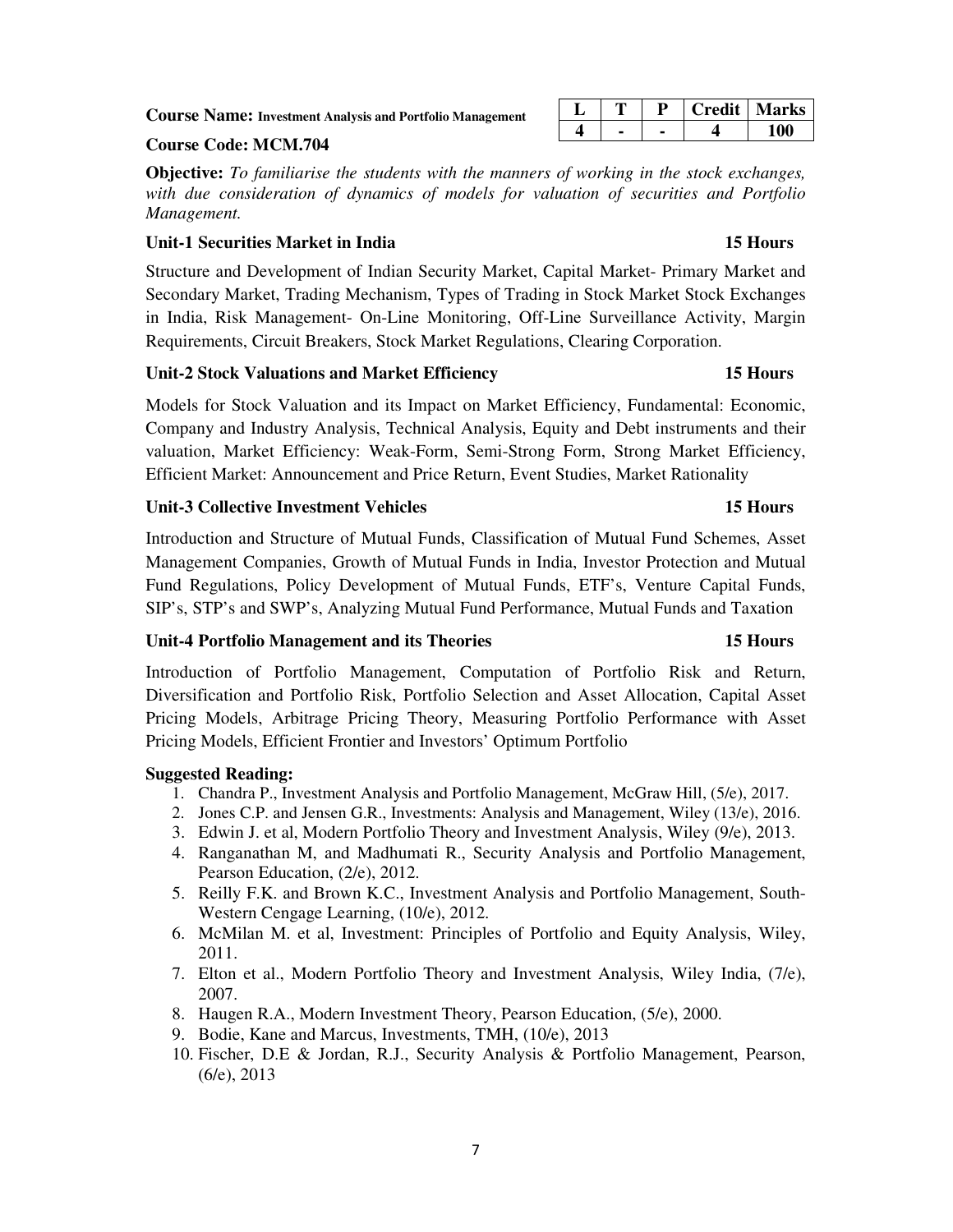**Course Name:** Investment Analysis and Portfolio Management

**Course Code: MCM.704**

| L | T | P | Credit | Marks |
|---|---|---|---|---|
| 4 | - | - | 4 | 100 |

**Objective:** *To familiarise the students with the manners of working in the stock exchanges, with due consideration of dynamics of models for valuation of securities and Portfolio Management.*

**Unit-1 Securities Market in India 15 Hours**

Structure and Development of Indian Security Market, Capital Market- Primary Market and Secondary Market, Trading Mechanism, Types of Trading in Stock Market Stock Exchanges in India, Risk Management- On-Line Monitoring, Off-Line Surveillance Activity, Margin Requirements, Circuit Breakers, Stock Market Regulations, Clearing Corporation.

**Unit-2 Stock Valuations and Market Efficiency 15 Hours**

Models for Stock Valuation and its Impact on Market Efficiency, Fundamental: Economic, Company and Industry Analysis, Technical Analysis, Equity and Debt instruments and their valuation, Market Efficiency: Weak-Form, Semi-Strong Form, Strong Market Efficiency, Efficient Market: Announcement and Price Return, Event Studies, Market Rationality

**Unit-3 Collective Investment Vehicles 15 Hours**

Introduction and Structure of Mutual Funds, Classification of Mutual Fund Schemes, Asset Management Companies, Growth of Mutual Funds in India, Investor Protection and Mutual Fund Regulations, Policy Development of Mutual Funds, ETF's, Venture Capital Funds, SIP's, STP's and SWP's, Analyzing Mutual Fund Performance, Mutual Funds and Taxation

**Unit-4 Portfolio Management and its Theories 15 Hours**

Introduction of Portfolio Management, Computation of Portfolio Risk and Return, Diversification and Portfolio Risk, Portfolio Selection and Asset Allocation, Capital Asset Pricing Models, Arbitrage Pricing Theory, Measuring Portfolio Performance with Asset Pricing Models, Efficient Frontier and Investors' Optimum Portfolio

**Suggested Reading:**

1. Chandra P., Investment Analysis and Portfolio Management, McGraw Hill, (5/e), 2017.
2. Jones C.P. and Jensen G.R., Investments: Analysis and Management, Wiley (13/e), 2016.
3. Edwin J. et al, Modern Portfolio Theory and Investment Analysis, Wiley (9/e), 2013.
4. Ranganathan M, and Madhumati R., Security Analysis and Portfolio Management, Pearson Education, (2/e), 2012.
5. Reilly F.K. and Brown K.C., Investment Analysis and Portfolio Management, South-Western Cengage Learning, (10/e), 2012.
6. McMilan M. et al, Investment: Principles of Portfolio and Equity Analysis, Wiley, 2011.
7. Elton et al., Modern Portfolio Theory and Investment Analysis, Wiley India, (7/e), 2007.
8. Haugen R.A., Modern Investment Theory, Pearson Education, (5/e), 2000.
9. Bodie, Kane and Marcus, Investments, TMH, (10/e), 2013
10. Fischer, D.E & Jordan, R.J., Security Analysis & Portfolio Management, Pearson, (6/e), 2013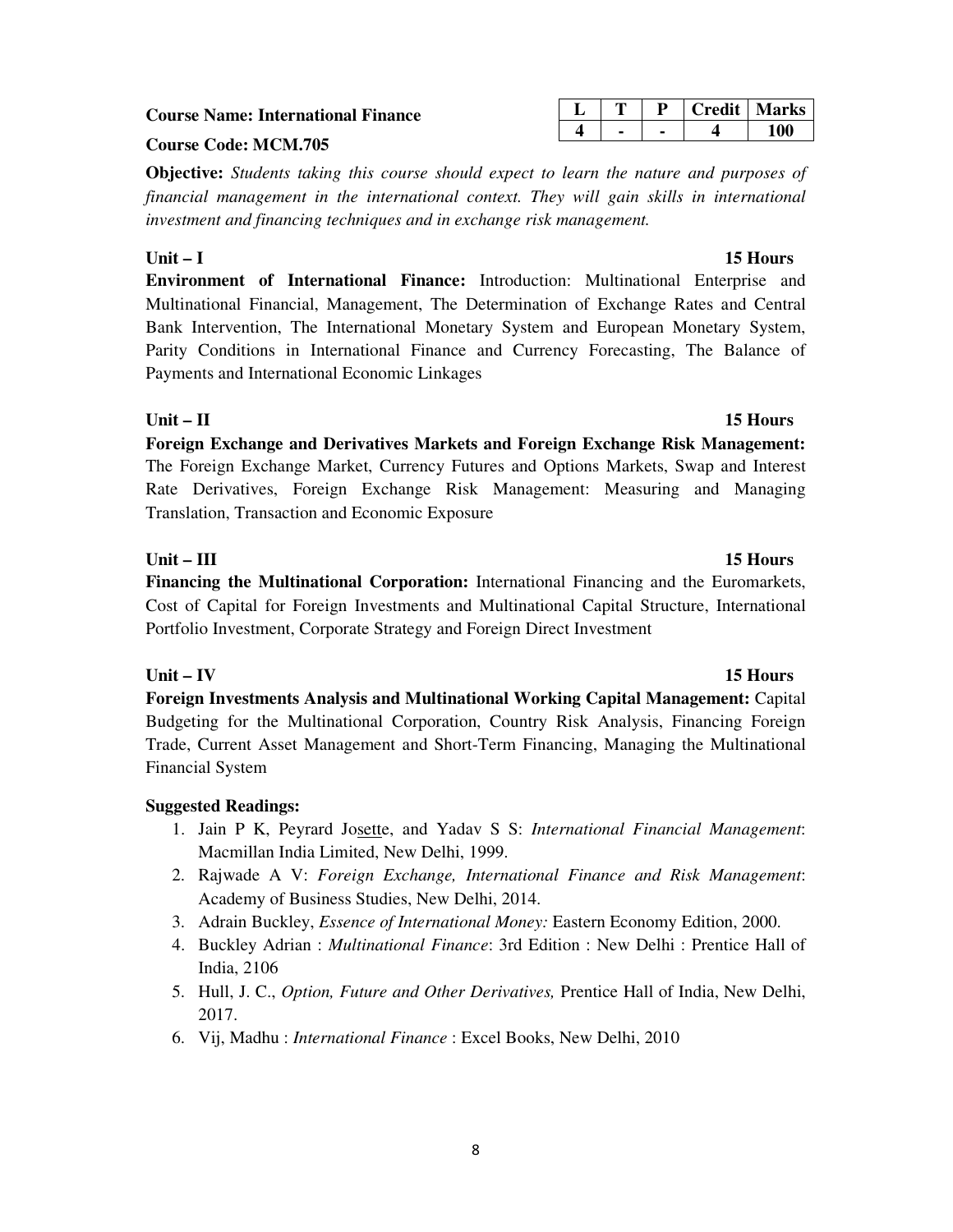**Course Name: International Finance**

**Course Code: MCM.705**

| L | T | P | Credit | Marks |
|---|---|---|---|---|
| 4 | - | - | 4 | 100 |

**Objective:** *Students taking this course should expect to learn the nature and purposes of financial management in the international context. They will gain skills in international investment and financing techniques and in exchange risk management.*

**Unit – I** **15 Hours**

**Environment of International Finance:** Introduction: Multinational Enterprise and Multinational Financial, Management, The Determination of Exchange Rates and Central Bank Intervention, The International Monetary System and European Monetary System, Parity Conditions in International Finance and Currency Forecasting, The Balance of Payments and International Economic Linkages

**Unit – II** **15 Hours**

**Foreign Exchange and Derivatives Markets and Foreign Exchange Risk Management:** The Foreign Exchange Market, Currency Futures and Options Markets, Swap and Interest Rate Derivatives, Foreign Exchange Risk Management: Measuring and Managing Translation, Transaction and Economic Exposure

**Unit – III** **15 Hours**

**Financing the Multinational Corporation:** International Financing and the Euromarkets, Cost of Capital for Foreign Investments and Multinational Capital Structure, International Portfolio Investment, Corporate Strategy and Foreign Direct Investment

**Unit – IV** **15 Hours**

**Foreign Investments Analysis and Multinational Working Capital Management:** Capital Budgeting for the Multinational Corporation, Country Risk Analysis, Financing Foreign Trade, Current Asset Management and Short-Term Financing, Managing the Multinational Financial System

**Suggested Readings:**

1. Jain P K, Peyrard Josette, and Yadav S S: *International Financial Management*: Macmillan India Limited, New Delhi, 1999.
2. Rajwade A V: *Foreign Exchange, International Finance and Risk Management*: Academy of Business Studies, New Delhi, 2014.
3. Adrain Buckley, *Essence of International Money:* Eastern Economy Edition, 2000.
4. Buckley Adrian : *Multinational Finance*: 3rd Edition : New Delhi : Prentice Hall of India, 2106
5. Hull, J. C., *Option, Future and Other Derivatives,* Prentice Hall of India, New Delhi, 2017.
6. Vij, Madhu : *International Finance* : Excel Books, New Delhi, 2010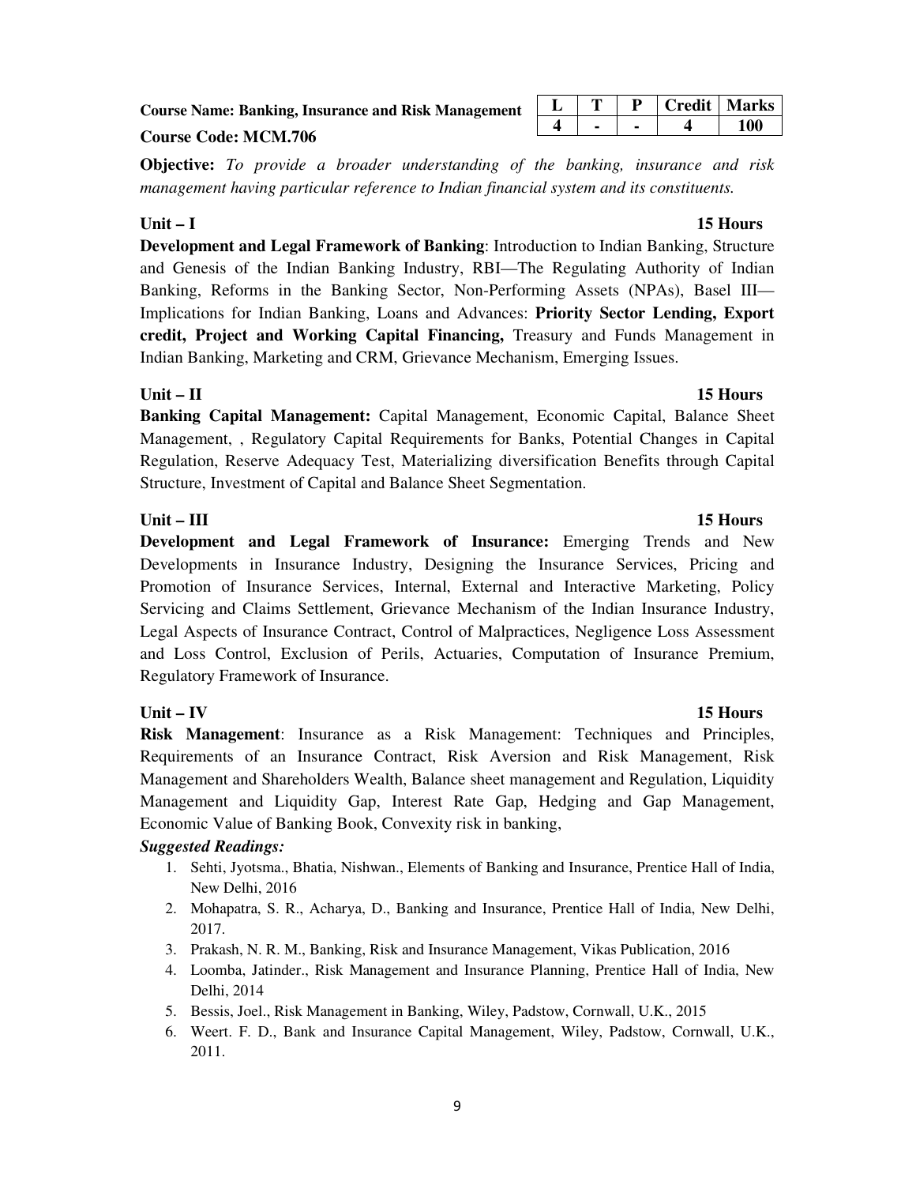**Course Name: Banking, Insurance and Risk Management**

**Course Code: MCM.706**

| L | T | P | Credit | Marks |
|---|---|---|---|---|
| 4 | - | - | 4 | 100 |

**Objective:** *To provide a broader understanding of the banking, insurance and risk management having particular reference to Indian financial system and its constituents.*

**Unit – I** **15 Hours**

**Development and Legal Framework of Banking**: Introduction to Indian Banking, Structure and Genesis of the Indian Banking Industry, RBI—The Regulating Authority of Indian Banking, Reforms in the Banking Sector, Non-Performing Assets (NPAs), Basel III—Implications for Indian Banking, Loans and Advances: **Priority Sector Lending, Export credit, Project and Working Capital Financing,** Treasury and Funds Management in Indian Banking, Marketing and CRM, Grievance Mechanism, Emerging Issues.

**Unit – II** **15 Hours**

**Banking Capital Management:** Capital Management, Economic Capital, Balance Sheet Management, , Regulatory Capital Requirements for Banks, Potential Changes in Capital Regulation, Reserve Adequacy Test, Materializing diversification Benefits through Capital Structure, Investment of Capital and Balance Sheet Segmentation.

**Unit – III** **15 Hours**

**Development and Legal Framework of Insurance:** Emerging Trends and New Developments in Insurance Industry, Designing the Insurance Services, Pricing and Promotion of Insurance Services, Internal, External and Interactive Marketing, Policy Servicing and Claims Settlement, Grievance Mechanism of the Indian Insurance Industry, Legal Aspects of Insurance Contract, Control of Malpractices, Negligence Loss Assessment and Loss Control, Exclusion of Perils, Actuaries, Computation of Insurance Premium, Regulatory Framework of Insurance.

**Unit – IV** **15 Hours**

**Risk Management**: Insurance as a Risk Management: Techniques and Principles, Requirements of an Insurance Contract, Risk Aversion and Risk Management, Risk Management and Shareholders Wealth, Balance sheet management and Regulation, Liquidity Management and Liquidity Gap, Interest Rate Gap, Hedging and Gap Management, Economic Value of Banking Book, Convexity risk in banking,

***Suggested Readings:***

1. Sehti, Jyotsma., Bhatia, Nishwan., Elements of Banking and Insurance, Prentice Hall of India, New Delhi, 2016
2. Mohapatra, S. R., Acharya, D., Banking and Insurance, Prentice Hall of India, New Delhi, 2017.
3. Prakash, N. R. M., Banking, Risk and Insurance Management, Vikas Publication, 2016
4. Loomba, Jatinder., Risk Management and Insurance Planning, Prentice Hall of India, New Delhi, 2014
5. Bessis, Joel., Risk Management in Banking, Wiley, Padstow, Cornwall, U.K., 2015
6. Weert. F. D., Bank and Insurance Capital Management, Wiley, Padstow, Cornwall, U.K., 2011.